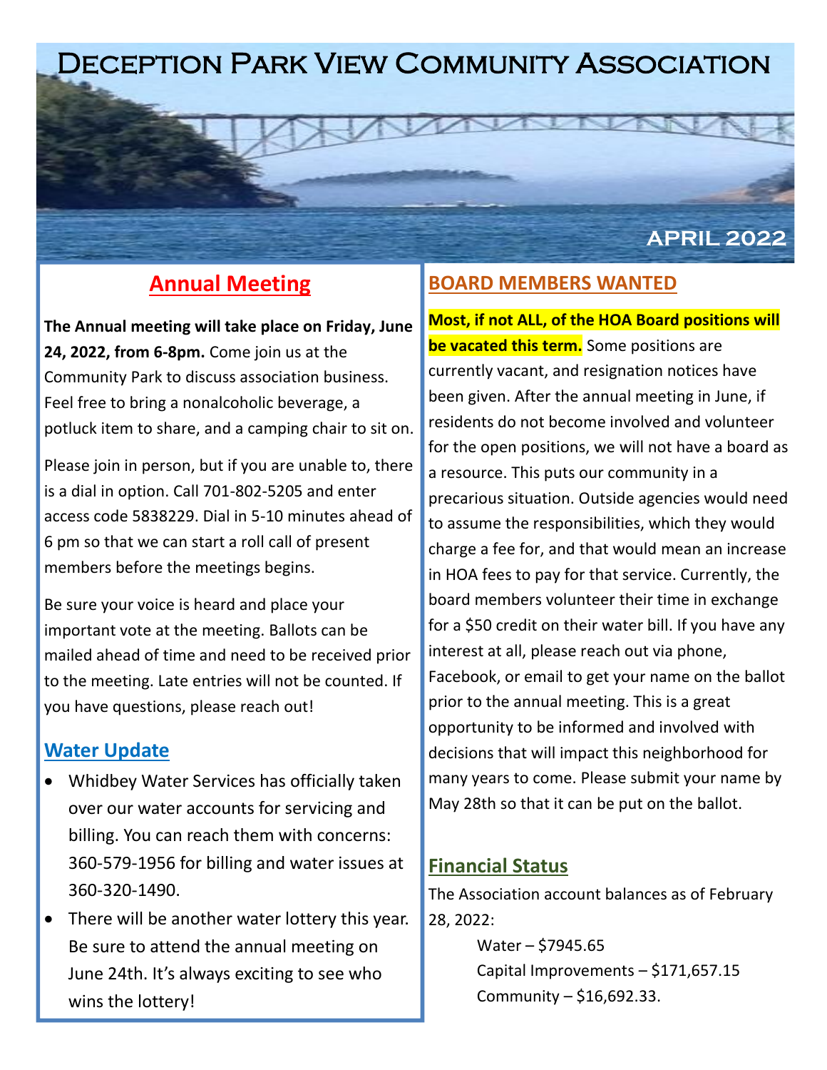# Deception Park View Community Association

APRIL 2022

## Annual Meeting

**The Annual meeting will take place on Friday, June 24, 2022, from 6-8pm.** Come join us at the Community Park to discuss association business. Feel free to bring a nonalcoholic beverage, a potluck item to share, and a camping chair to sit on.

Please join in person, but if you are unable to, there is a dial in option. Call 701-802-5205 and enter access code 5838229. Dial in 5-10 minutes ahead of 6 pm so that we can start a roll call of present members before the meetings begins.

Be sure your voice is heard and place your important vote at the meeting. Ballots can be mailed ahead of time and need to be received prior to the meeting. Late entries will not be counted. If you have questions, please reach out!

## Water Update

- Whidbey Water Services has officially taken over our water accounts for servicing and billing. You can reach them with concerns: 360-579-1956 for billing and water issues at 360-320-1490.
- There will be another water lottery this year. Be sure to attend the annual meeting on June 24th. It's always exciting to see who wins the lottery!

## BOARD MEMBERS WANTED

**Most, if not ALL, of the HOA Board positions will be vacated this term.** Some positions are currently vacant, and resignation notices have been given. After the annual meeting in June, if residents do not become involved and volunteer for the open positions, we will not have a board as a resource. This puts our community in a precarious situation. Outside agencies would need to assume the responsibilities, which they would charge a fee for, and that would mean an increase in HOA fees to pay for that service. Currently, the board members volunteer their time in exchange for a $50 credit on their water bill. If you have any interest at all, please reach out via phone, Facebook, or email to get your name on the ballot prior to the annual meeting. This is a great opportunity to be informed and involved with decisions that will impact this neighborhood for many years to come. Please submit your name by May 28th so that it can be put on the ballot.

## Financial Status

The Association account balances as of February 28, 2022:

Water – $7945.65
Capital Improvements – $171,657.15
Community – $16,692.33.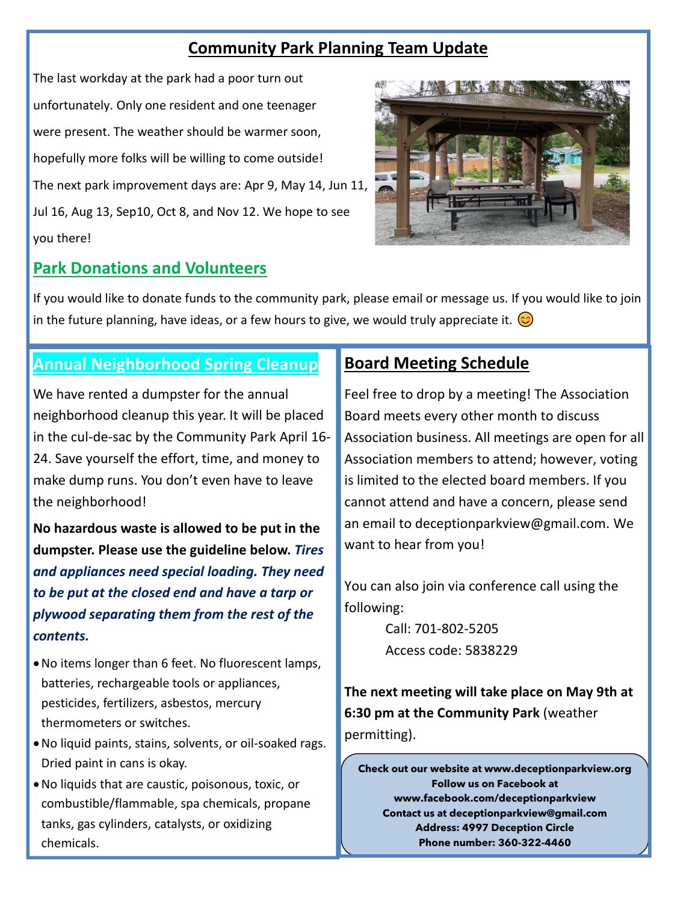## Community Park Planning Team Update

The last workday at the park had a poor turn out unfortunately. Only one resident and one teenager were present. The weather should be warmer soon, hopefully more folks will be willing to come outside! The next park improvement days are: Apr 9, May 14, Jun 11, Jul 16, Aug 13, Sep10, Oct 8, and Nov 12. We hope to see you there!

### Park Donations and Volunteers

If you would like to donate funds to the community park, please email or message us. If you would like to join in the future planning, have ideas, or a few hours to give, we would truly appreciate it. 😊

## Annual Neighborhood Spring Cleanup

We have rented a dumpster for the annual neighborhood cleanup this year. It will be placed in the cul-de-sac by the Community Park April 16-24. Save yourself the effort, time, and money to make dump runs. You don't even have to leave the neighborhood!

**No hazardous waste is allowed to be put in the dumpster. Please use the guideline below.** ***Tires and appliances need special loading. They need to be put at the closed end and have a tarp or plywood separating them from the rest of the contents.***

- No items longer than 6 feet. No fluorescent lamps, batteries, rechargeable tools or appliances, pesticides, fertilizers, asbestos, mercury thermometers or switches.
- No liquid paints, stains, solvents, or oil-soaked rags. Dried paint in cans is okay.
- No liquids that are caustic, poisonous, toxic, or combustible/flammable, spa chemicals, propane tanks, gas cylinders, catalysts, or oxidizing chemicals.

## Board Meeting Schedule

Feel free to drop by a meeting! The Association Board meets every other month to discuss Association business. All meetings are open for all Association members to attend; however, voting is limited to the elected board members. If you cannot attend and have a concern, please send an email to deceptionparkview@gmail.com. We want to hear from you!

You can also join via conference call using the following:

Call: 701-802-5205
Access code: 5838229

**The next meeting will take place on May 9th at 6:30 pm at the Community Park** (weather permitting).

**Check out our website at www.deceptionparkview.org**
**Follow us on Facebook at www.facebook.com/deceptionparkview**
**Contact us at deceptionparkview@gmail.com**
**Address: 4997 Deception Circle**
**Phone number: 360-322-4460**